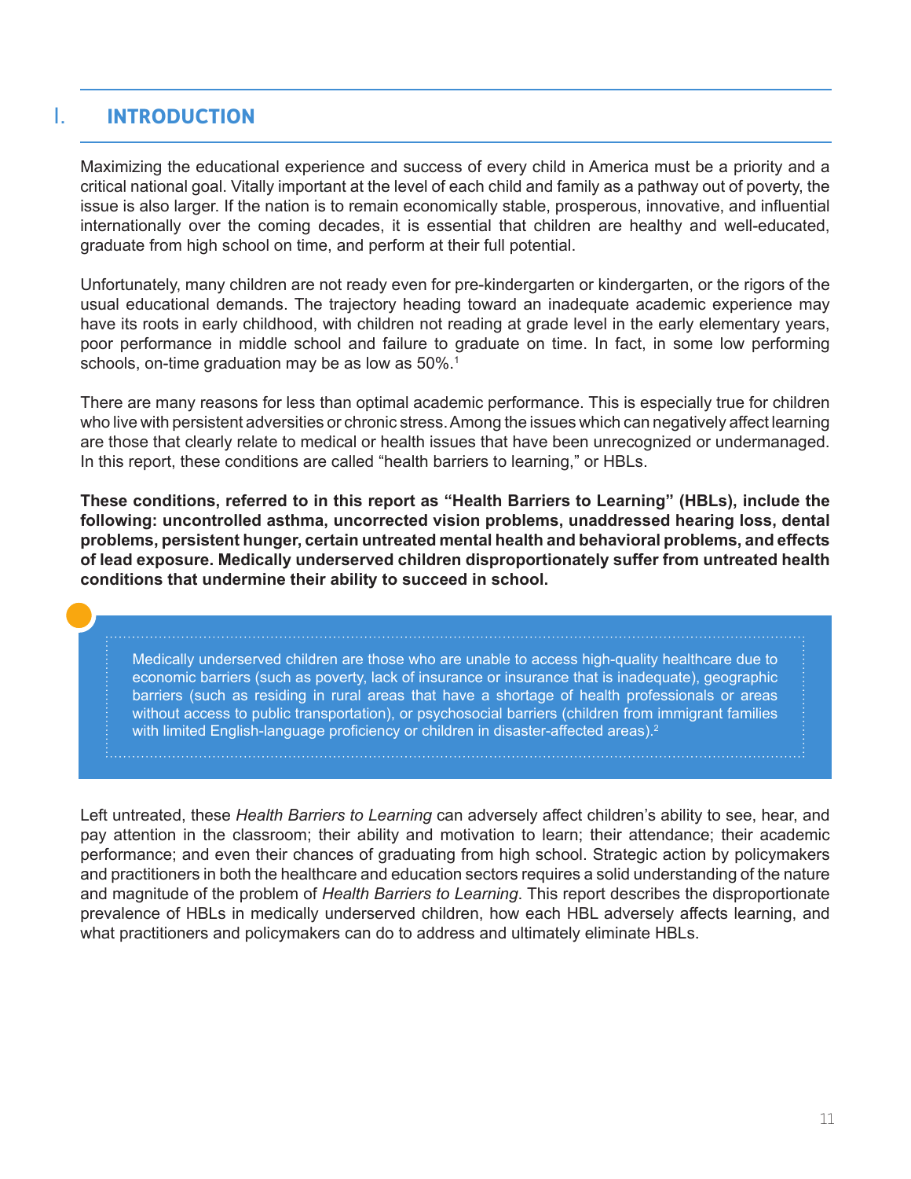# I. INTRODUCTION

Maximizing the educational experience and success of every child in America must be a priority and a critical national goal. Vitally important at the level of each child and family as a pathway out of poverty, the issue is also larger. If the nation is to remain economically stable, prosperous, innovative, and influential internationally over the coming decades, it is essential that children are healthy and well-educated, graduate from high school on time, and perform at their full potential.

Unfortunately, many children are not ready even for pre-kindergarten or kindergarten, or the rigors of the usual educational demands. The trajectory heading toward an inadequate academic experience may have its roots in early childhood, with children not reading at grade level in the early elementary years, poor performance in middle school and failure to graduate on time. In fact, in some low performing schools, on-time graduation may be as low as 50%.[1]

There are many reasons for less than optimal academic performance. This is especially true for children who live with persistent adversities or chronic stress. Among the issues which can negatively affect learning are those that clearly relate to medical or health issues that have been unrecognized or undermanaged. In this report, these conditions are called "health barriers to learning," or HBLs.

**These conditions, referred to in this report as "Health Barriers to Learning" (HBLs), include the following: uncontrolled asthma, uncorrected vision problems, unaddressed hearing loss, dental problems, persistent hunger, certain untreated mental health and behavioral problems, and effects of lead exposure. Medically underserved children disproportionately suffer from untreated health conditions that undermine their ability to succeed in school.**

> Medically underserved children are those who are unable to access high-quality healthcare due to economic barriers (such as poverty, lack of insurance or insurance that is inadequate), geographic barriers (such as residing in rural areas that have a shortage of health professionals or areas without access to public transportation), or psychosocial barriers (children from immigrant families with limited English-language proficiency or children in disaster-affected areas).[2]

Left untreated, these *Health Barriers to Learning* can adversely affect children's ability to see, hear, and pay attention in the classroom; their ability and motivation to learn; their attendance; their academic performance; and even their chances of graduating from high school. Strategic action by policymakers and practitioners in both the healthcare and education sectors requires a solid understanding of the nature and magnitude of the problem of *Health Barriers to Learning*. This report describes the disproportionate prevalence of HBLs in medically underserved children, how each HBL adversely affects learning, and what practitioners and policymakers can do to address and ultimately eliminate HBLs.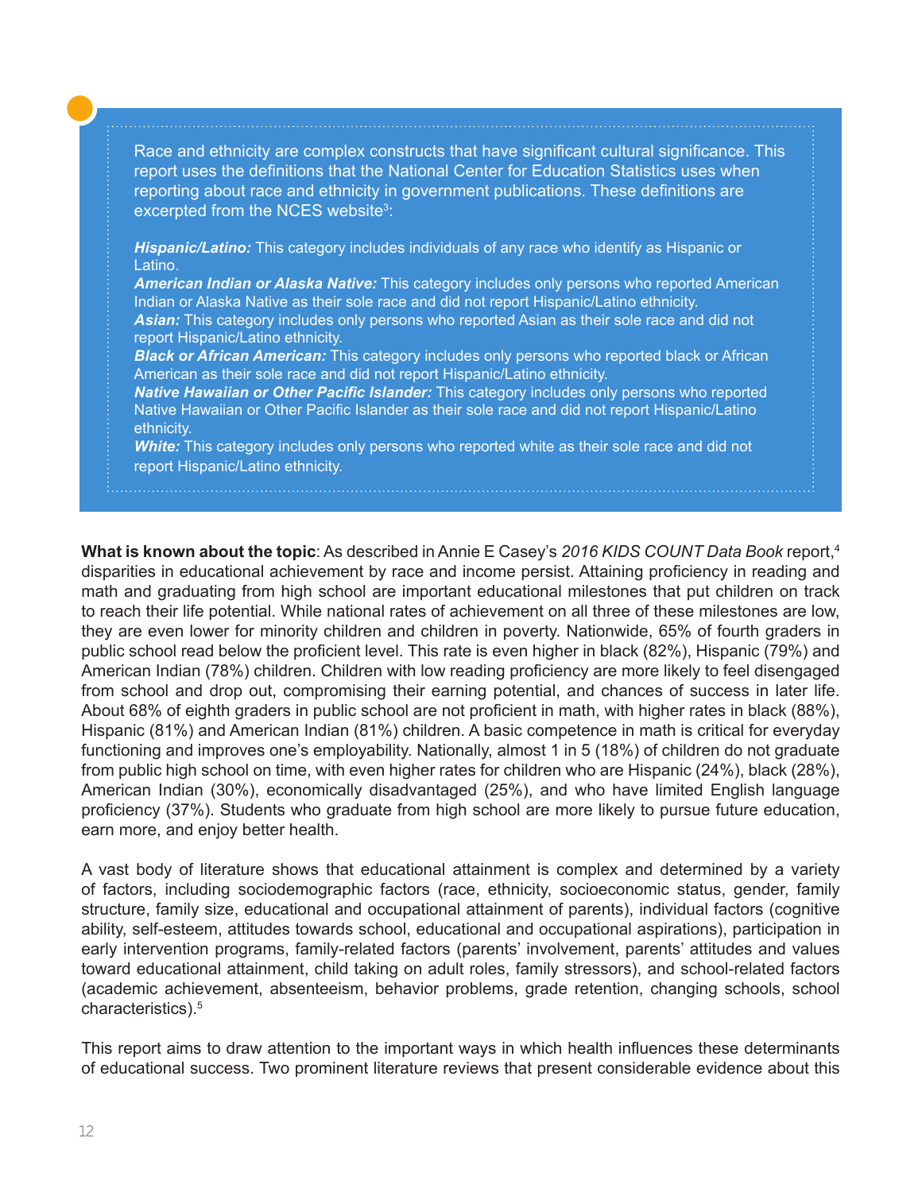Race and ethnicity are complex constructs that have significant cultural significance. This report uses the definitions that the National Center for Education Statistics uses when reporting about race and ethnicity in government publications. These definitions are excerpted from the NCES website[3]:

***Hispanic/Latino:*** This category includes individuals of any race who identify as Hispanic or Latino.
***American Indian or Alaska Native:*** This category includes only persons who reported American Indian or Alaska Native as their sole race and did not report Hispanic/Latino ethnicity.
***Asian:*** This category includes only persons who reported Asian as their sole race and did not report Hispanic/Latino ethnicity.
***Black or African American:*** This category includes only persons who reported black or African American as their sole race and did not report Hispanic/Latino ethnicity.
***Native Hawaiian or Other Pacific Islander:*** This category includes only persons who reported Native Hawaiian or Other Pacific Islander as their sole race and did not report Hispanic/Latino ethnicity.
***White:*** This category includes only persons who reported white as their sole race and did not report Hispanic/Latino ethnicity.

**What is known about the topic**: As described in Annie E Casey's *2016 KIDS COUNT Data Book* report,[4] disparities in educational achievement by race and income persist. Attaining proficiency in reading and math and graduating from high school are important educational milestones that put children on track to reach their life potential. While national rates of achievement on all three of these milestones are low, they are even lower for minority children and children in poverty. Nationwide, 65% of fourth graders in public school read below the proficient level. This rate is even higher in black (82%), Hispanic (79%) and American Indian (78%) children. Children with low reading proficiency are more likely to feel disengaged from school and drop out, compromising their earning potential, and chances of success in later life. About 68% of eighth graders in public school are not proficient in math, with higher rates in black (88%), Hispanic (81%) and American Indian (81%) children. A basic competence in math is critical for everyday functioning and improves one's employability. Nationally, almost 1 in 5 (18%) of children do not graduate from public high school on time, with even higher rates for children who are Hispanic (24%), black (28%), American Indian (30%), economically disadvantaged (25%), and who have limited English language proficiency (37%). Students who graduate from high school are more likely to pursue future education, earn more, and enjoy better health.

A vast body of literature shows that educational attainment is complex and determined by a variety of factors, including sociodemographic factors (race, ethnicity, socioeconomic status, gender, family structure, family size, educational and occupational attainment of parents), individual factors (cognitive ability, self-esteem, attitudes towards school, educational and occupational aspirations), participation in early intervention programs, family-related factors (parents' involvement, parents' attitudes and values toward educational attainment, child taking on adult roles, family stressors), and school-related factors (academic achievement, absenteeism, behavior problems, grade retention, changing schools, school characteristics).[5]

This report aims to draw attention to the important ways in which health influences these determinants of educational success. Two prominent literature reviews that present considerable evidence about this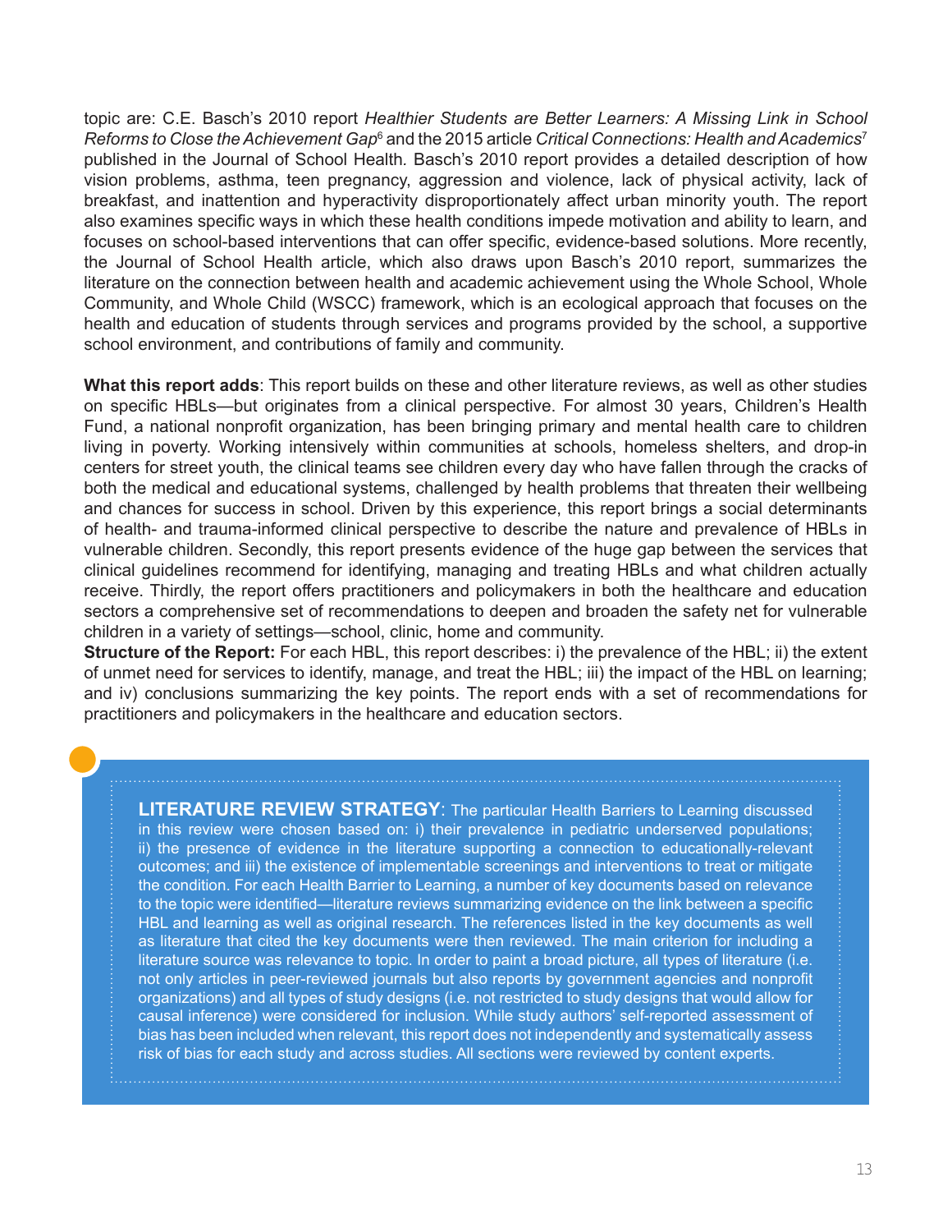topic are: C.E. Basch's 2010 report *Healthier Students are Better Learners: A Missing Link in School Reforms to Close the Achievement Gap*[6] and the 2015 article *Critical Connections: Health and Academics*[7] published in the Journal of School Health. Basch's 2010 report provides a detailed description of how vision problems, asthma, teen pregnancy, aggression and violence, lack of physical activity, lack of breakfast, and inattention and hyperactivity disproportionately affect urban minority youth. The report also examines specific ways in which these health conditions impede motivation and ability to learn, and focuses on school-based interventions that can offer specific, evidence-based solutions. More recently, the Journal of School Health article, which also draws upon Basch's 2010 report, summarizes the literature on the connection between health and academic achievement using the Whole School, Whole Community, and Whole Child (WSCC) framework, which is an ecological approach that focuses on the health and education of students through services and programs provided by the school, a supportive school environment, and contributions of family and community.

**What this report adds**: This report builds on these and other literature reviews, as well as other studies on specific HBLs—but originates from a clinical perspective. For almost 30 years, Children's Health Fund, a national nonprofit organization, has been bringing primary and mental health care to children living in poverty. Working intensively within communities at schools, homeless shelters, and drop-in centers for street youth, the clinical teams see children every day who have fallen through the cracks of both the medical and educational systems, challenged by health problems that threaten their wellbeing and chances for success in school. Driven by this experience, this report brings a social determinants of health- and trauma-informed clinical perspective to describe the nature and prevalence of HBLs in vulnerable children. Secondly, this report presents evidence of the huge gap between the services that clinical guidelines recommend for identifying, managing and treating HBLs and what children actually receive. Thirdly, the report offers practitioners and policymakers in both the healthcare and education sectors a comprehensive set of recommendations to deepen and broaden the safety net for vulnerable children in a variety of settings—school, clinic, home and community.

**Structure of the Report:** For each HBL, this report describes: i) the prevalence of the HBL; ii) the extent of unmet need for services to identify, manage, and treat the HBL; iii) the impact of the HBL on learning; and iv) conclusions summarizing the key points. The report ends with a set of recommendations for practitioners and policymakers in the healthcare and education sectors.

**LITERATURE REVIEW STRATEGY**: The particular Health Barriers to Learning discussed in this review were chosen based on: i) their prevalence in pediatric underserved populations; ii) the presence of evidence in the literature supporting a connection to educationally-relevant outcomes; and iii) the existence of implementable screenings and interventions to treat or mitigate the condition. For each Health Barrier to Learning, a number of key documents based on relevance to the topic were identified—literature reviews summarizing evidence on the link between a specific HBL and learning as well as original research. The references listed in the key documents as well as literature that cited the key documents were then reviewed. The main criterion for including a literature source was relevance to topic. In order to paint a broad picture, all types of literature (i.e. not only articles in peer-reviewed journals but also reports by government agencies and nonprofit organizations) and all types of study designs (i.e. not restricted to study designs that would allow for causal inference) were considered for inclusion. While study authors' self-reported assessment of bias has been included when relevant, this report does not independently and systematically assess risk of bias for each study and across studies. All sections were reviewed by content experts.